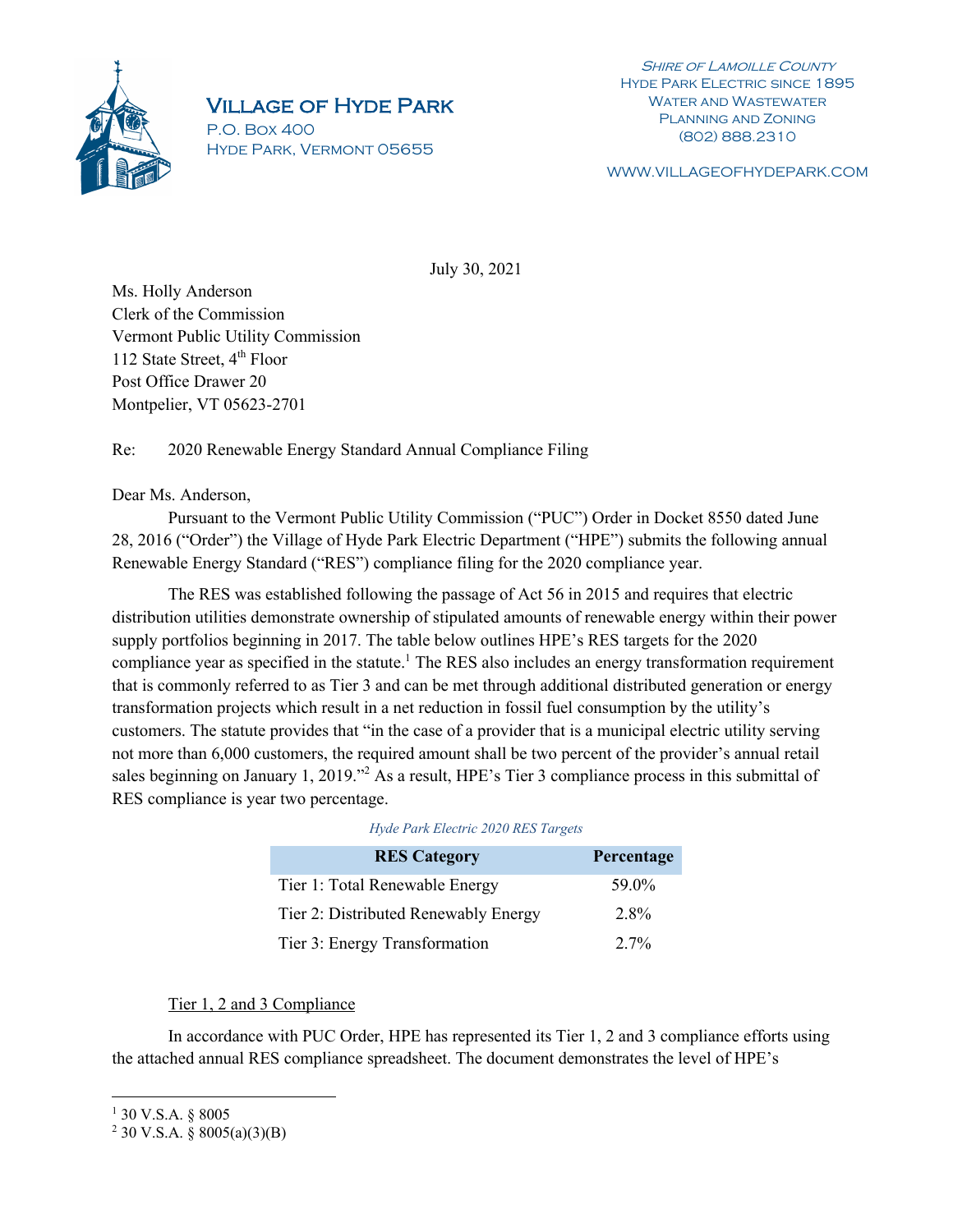# Village of Hyde Park

P.O. Box 400
Hyde Park, Vermont 05655

*Shire of Lamoille County*
Hyde Park Electric since 1895
Water and Wastewater
Planning and Zoning
(802) 888.2310

www.villageofhydepark.com

July 30, 2021

Ms. Holly Anderson
Clerk of the Commission
Vermont Public Utility Commission
112 State Street, 4th Floor
Post Office Drawer 20
Montpelier, VT 05623-2701

Re: 2020 Renewable Energy Standard Annual Compliance Filing

Dear Ms. Anderson,

Pursuant to the Vermont Public Utility Commission ("PUC") Order in Docket 8550 dated June 28, 2016 ("Order") the Village of Hyde Park Electric Department ("HPE") submits the following annual Renewable Energy Standard ("RES") compliance filing for the 2020 compliance year.

The RES was established following the passage of Act 56 in 2015 and requires that electric distribution utilities demonstrate ownership of stipulated amounts of renewable energy within their power supply portfolios beginning in 2017. The table below outlines HPE's RES targets for the 2020 compliance year as specified in the statute.[1] The RES also includes an energy transformation requirement that is commonly referred to as Tier 3 and can be met through additional distributed generation or energy transformation projects which result in a net reduction in fossil fuel consumption by the utility's customers. The statute provides that "in the case of a provider that is a municipal electric utility serving not more than 6,000 customers, the required amount shall be two percent of the provider's annual retail sales beginning on January 1, 2019."[2] As a result, HPE's Tier 3 compliance process in this submittal of RES compliance is year two percentage.

*Hyde Park Electric 2020 RES Targets*

| RES Category | Percentage |
|---|---|
| Tier 1: Total Renewable Energy | 59.0% |
| Tier 2: Distributed Renewably Energy | 2.8% |
| Tier 3: Energy Transformation | 2.7% |

Tier 1, 2 and 3 Compliance

In accordance with PUC Order, HPE has represented its Tier 1, 2 and 3 compliance efforts using the attached annual RES compliance spreadsheet. The document demonstrates the level of HPE's

---

[1] 30 V.S.A. § 8005
[2] 30 V.S.A. § 8005(a)(3)(B)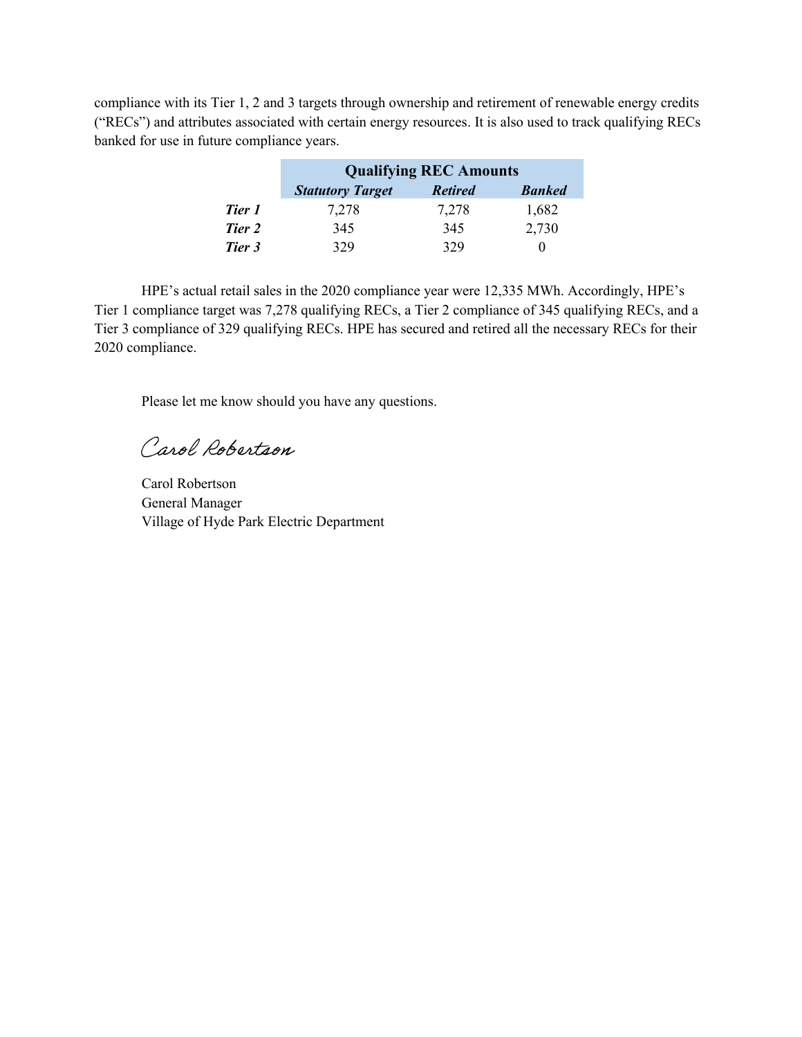compliance with its Tier 1, 2 and 3 targets through ownership and retirement of renewable energy credits ("RECs") and attributes associated with certain energy resources. It is also used to track qualifying RECs banked for use in future compliance years.

| | Qualifying REC Amounts | | |
|---|---|---|---|
| | ***Statutory Target*** | ***Retired*** | ***Banked*** |
| ***Tier 1*** | 7,278 | 7,278 | 1,682 |
| ***Tier 2*** | 345 | 345 | 2,730 |
| ***Tier 3*** | 329 | 329 | 0 |

HPE's actual retail sales in the 2020 compliance year were 12,335 MWh. Accordingly, HPE's Tier 1 compliance target was 7,278 qualifying RECs, a Tier 2 compliance of 345 qualifying RECs, and a Tier 3 compliance of 329 qualifying RECs. HPE has secured and retired all the necessary RECs for their 2020 compliance.

Please let me know should you have any questions.

*Carol Robertson*

Carol Robertson
General Manager
Village of Hyde Park Electric Department